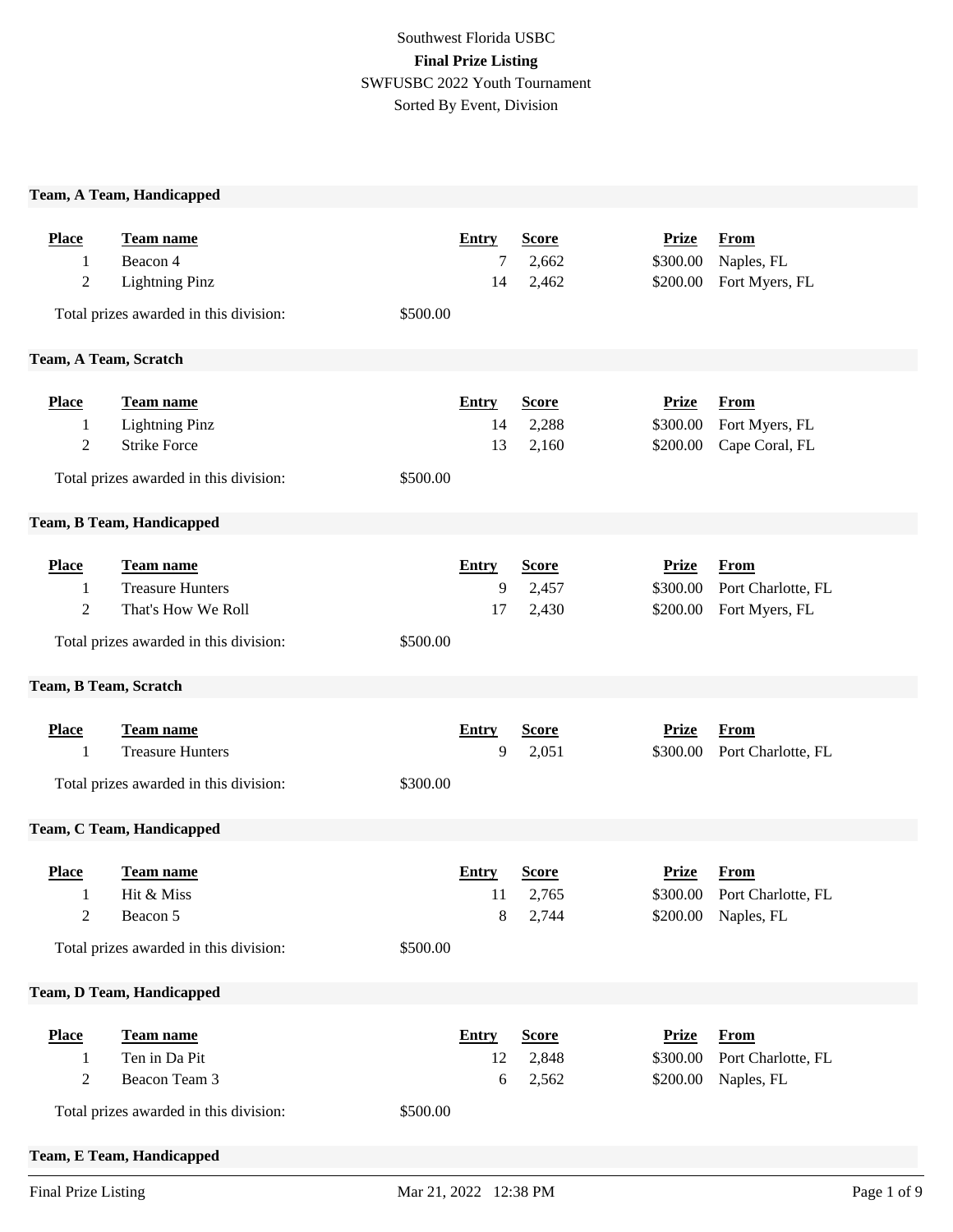Southwest Florida USBC

**Final Prize Listing**

SWFUSBC 2022 Youth Tournament

Sorted By Event, Division

## Team, A Team, Handicapped

| Place | Team name | Entry | Score | Prize | From |
|---|---|---|---|---|---|
| 1 | Beacon 4 | 7 | 2,662 | $300.00 | Naples, FL |
| 2 | Lightning Pinz | 14 | 2,462 | $200.00 | Fort Myers, FL |

Total prizes awarded in this division: $500.00

## Team, A Team, Scratch

| Place | Team name | Entry | Score | Prize | From |
|---|---|---|---|---|---|
| 1 | Lightning Pinz | 14 | 2,288 | $300.00 | Fort Myers, FL |
| 2 | Strike Force | 13 | 2,160 | $200.00 | Cape Coral, FL |

Total prizes awarded in this division: $500.00

## Team, B Team, Handicapped

| Place | Team name | Entry | Score | Prize | From |
|---|---|---|---|---|---|
| 1 | Treasure Hunters | 9 | 2,457 | $300.00 | Port Charlotte, FL |
| 2 | That's How We Roll | 17 | 2,430 | $200.00 | Fort Myers, FL |

Total prizes awarded in this division: $500.00

## Team, B Team, Scratch

| Place | Team name | Entry | Score | Prize | From |
|---|---|---|---|---|---|
| 1 | Treasure Hunters | 9 | 2,051 | $300.00 | Port Charlotte, FL |

Total prizes awarded in this division: $300.00

## Team, C Team, Handicapped

| Place | Team name | Entry | Score | Prize | From |
|---|---|---|---|---|---|
| 1 | Hit & Miss | 11 | 2,765 | $300.00 | Port Charlotte, FL |
| 2 | Beacon 5 | 8 | 2,744 | $200.00 | Naples, FL |

Total prizes awarded in this division: $500.00

## Team, D Team, Handicapped

| Place | Team name | Entry | Score | Prize | From |
|---|---|---|---|---|---|
| 1 | Ten in Da Pit | 12 | 2,848 | $300.00 | Port Charlotte, FL |
| 2 | Beacon Team 3 | 6 | 2,562 | $200.00 | Naples, FL |

Total prizes awarded in this division: $500.00

## Team, E Team, Handicapped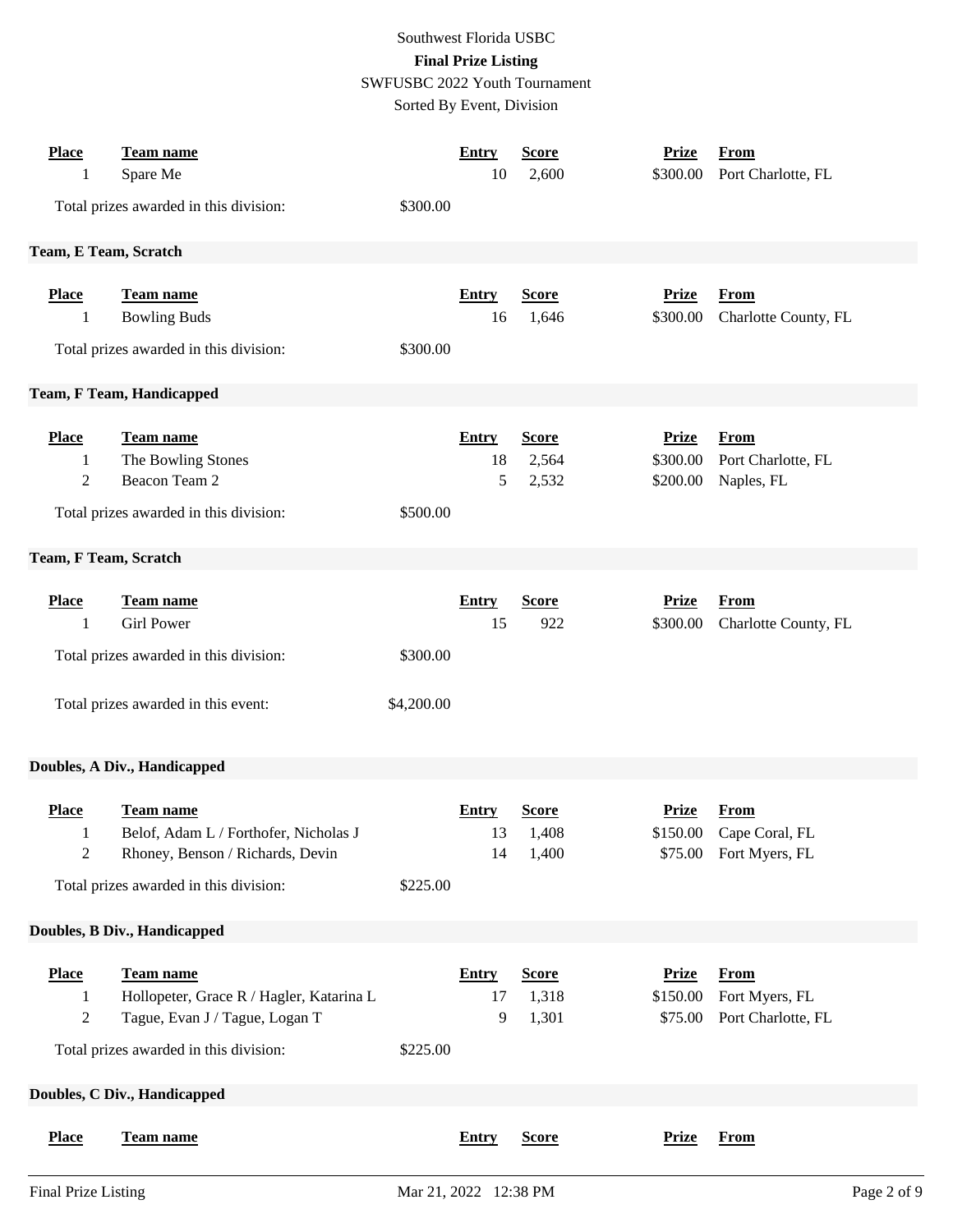Southwest Florida USBC
**Final Prize Listing**
SWFUSBC 2022 Youth Tournament
Sorted By Event, Division

| Place | Team name | Entry | Score | Prize | From |
|---|---|---|---|---|---|
| 1 | Spare Me | 10 | 2,600 | $300.00 | Port Charlotte, FL |

Total prizes awarded in this division: $300.00

### Team, E Team, Scratch

| Place | Team name | Entry | Score | Prize | From |
|---|---|---|---|---|---|
| 1 | Bowling Buds | 16 | 1,646 | $300.00 | Charlotte County, FL |

Total prizes awarded in this division: $300.00

### Team, F Team, Handicapped

| Place | Team name | Entry | Score | Prize | From |
|---|---|---|---|---|---|
| 1 | The Bowling Stones | 18 | 2,564 | $300.00 | Port Charlotte, FL |
| 2 | Beacon Team 2 | 5 | 2,532 | $200.00 | Naples, FL |

Total prizes awarded in this division: $500.00

### Team, F Team, Scratch

| Place | Team name | Entry | Score | Prize | From |
|---|---|---|---|---|---|
| 1 | Girl Power | 15 | 922 | $300.00 | Charlotte County, FL |

Total prizes awarded in this division: $300.00

Total prizes awarded in this event: $4,200.00

### Doubles, A Div., Handicapped

| Place | Team name | Entry | Score | Prize | From |
|---|---|---|---|---|---|
| 1 | Belof, Adam L / Forthofer, Nicholas J | 13 | 1,408 | $150.00 | Cape Coral, FL |
| 2 | Rhoney, Benson / Richards, Devin | 14 | 1,400 | $75.00 | Fort Myers, FL |

Total prizes awarded in this division: $225.00

### Doubles, B Div., Handicapped

| Place | Team name | Entry | Score | Prize | From |
|---|---|---|---|---|---|
| 1 | Hollopeter, Grace R / Hagler, Katarina L | 17 | 1,318 | $150.00 | Fort Myers, FL |
| 2 | Tague, Evan J / Tague, Logan T | 9 | 1,301 | $75.00 | Port Charlotte, FL |

Total prizes awarded in this division: $225.00

### Doubles, C Div., Handicapped

| Place | Team name | Entry | Score | Prize | From |
|---|---|---|---|---|---|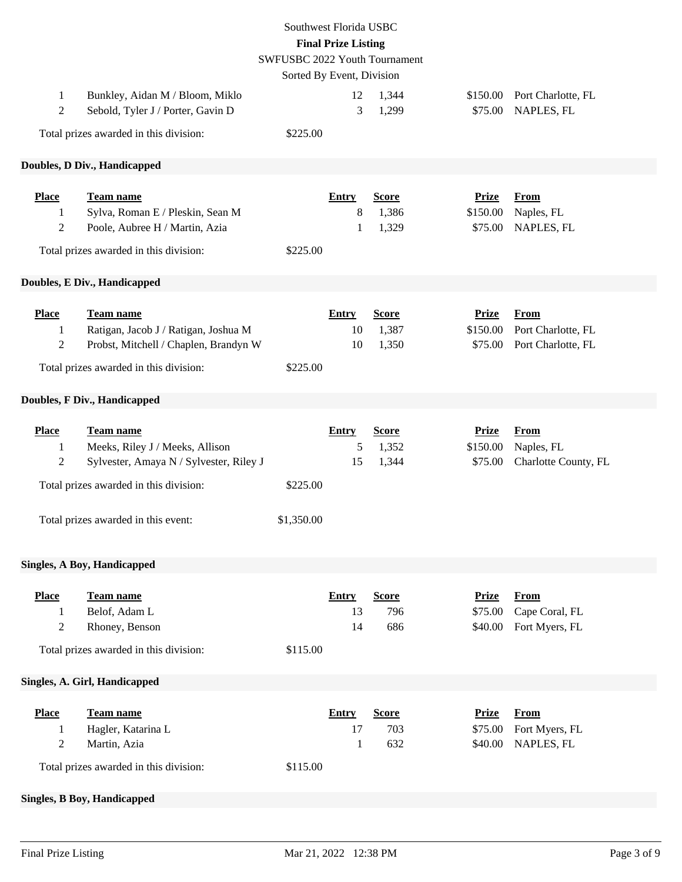Southwest Florida USBC

**Final Prize Listing**

SWFUSBC 2022 Youth Tournament

Sorted By Event, Division

| Place | Team name | Entry | Score | Prize | From |
|---|---|---|---|---|---|
| 1 | Bunkley, Aidan M / Bloom, Miklo | 12 | 1,344 | $150.00 | Port Charlotte, FL |
| 2 | Sebold, Tyler J / Porter, Gavin D | 3 | 1,299 | $75.00 | NAPLES, FL |

Total prizes awarded in this division: $225.00

### Doubles, D Div., Handicapped

| Place | Team name | Entry | Score | Prize | From |
|---|---|---|---|---|---|
| 1 | Sylva, Roman E / Pleskin, Sean M | 8 | 1,386 | $150.00 | Naples, FL |
| 2 | Poole, Aubree H / Martin, Azia | 1 | 1,329 | $75.00 | NAPLES, FL |

Total prizes awarded in this division: $225.00

### Doubles, E Div., Handicapped

| Place | Team name | Entry | Score | Prize | From |
|---|---|---|---|---|---|
| 1 | Ratigan, Jacob J / Ratigan, Joshua M | 10 | 1,387 | $150.00 | Port Charlotte, FL |
| 2 | Probst, Mitchell / Chaplen, Brandyn W | 10 | 1,350 | $75.00 | Port Charlotte, FL |

Total prizes awarded in this division: $225.00

### Doubles, F Div., Handicapped

| Place | Team name | Entry | Score | Prize | From |
|---|---|---|---|---|---|
| 1 | Meeks, Riley J / Meeks, Allison | 5 | 1,352 | $150.00 | Naples, FL |
| 2 | Sylvester, Amaya N / Sylvester, Riley J | 15 | 1,344 | $75.00 | Charlotte County, FL |

Total prizes awarded in this division: $225.00

Total prizes awarded in this event: $1,350.00

### Singles, A Boy, Handicapped

| Place | Team name | Entry | Score | Prize | From |
|---|---|---|---|---|---|
| 1 | Belof, Adam L | 13 | 796 | $75.00 | Cape Coral, FL |
| 2 | Rhoney, Benson | 14 | 686 | $40.00 | Fort Myers, FL |

Total prizes awarded in this division: $115.00

### Singles, A. Girl, Handicapped

| Place | Team name | Entry | Score | Prize | From |
|---|---|---|---|---|---|
| 1 | Hagler, Katarina L | 17 | 703 | $75.00 | Fort Myers, FL |
| 2 | Martin, Azia | 1 | 632 | $40.00 | NAPLES, FL |

Total prizes awarded in this division: $115.00

### Singles, B Boy, Handicapped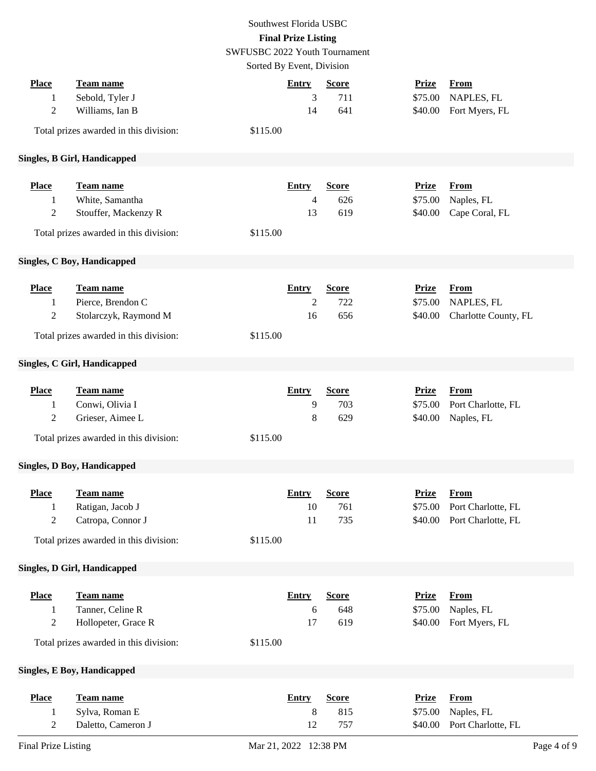| Place | Team name | Entry | Score | Prize | From |
|---|---|---|---|---|---|
| 1 | Sebold, Tyler J | 3 | 711 | $75.00 | NAPLES, FL |
| 2 | Williams, Ian B | 14 | 641 | $40.00 | Fort Myers, FL |

Total prizes awarded in this division: $115.00

## Singles, B Girl, Handicapped

| Place | Team name | Entry | Score | Prize | From |
|---|---|---|---|---|---|
| 1 | White, Samantha | 4 | 626 | $75.00 | Naples, FL |
| 2 | Stouffer, Mackenzy R | 13 | 619 | $40.00 | Cape Coral, FL |

Total prizes awarded in this division: $115.00

## Singles, C Boy, Handicapped

| Place | Team name | Entry | Score | Prize | From |
|---|---|---|---|---|---|
| 1 | Pierce, Brendon C | 2 | 722 | $75.00 | NAPLES, FL |
| 2 | Stolarczyk, Raymond M | 16 | 656 | $40.00 | Charlotte County, FL |

Total prizes awarded in this division: $115.00

## Singles, C Girl, Handicapped

| Place | Team name | Entry | Score | Prize | From |
|---|---|---|---|---|---|
| 1 | Conwi, Olivia I | 9 | 703 | $75.00 | Port Charlotte, FL |
| 2 | Grieser, Aimee L | 8 | 629 | $40.00 | Naples, FL |

Total prizes awarded in this division: $115.00

## Singles, D Boy, Handicapped

| Place | Team name | Entry | Score | Prize | From |
|---|---|---|---|---|---|
| 1 | Ratigan, Jacob J | 10 | 761 | $75.00 | Port Charlotte, FL |
| 2 | Catropa, Connor J | 11 | 735 | $40.00 | Port Charlotte, FL |

Total prizes awarded in this division: $115.00

## Singles, D Girl, Handicapped

| Place | Team name | Entry | Score | Prize | From |
|---|---|---|---|---|---|
| 1 | Tanner, Celine R | 6 | 648 | $75.00 | Naples, FL |
| 2 | Hollopeter, Grace R | 17 | 619 | $40.00 | Fort Myers, FL |

Total prizes awarded in this division: $115.00

## Singles, E Boy, Handicapped

| Place | Team name | Entry | Score | Prize | From |
|---|---|---|---|---|---|
| 1 | Sylva, Roman E | 8 | 815 | $75.00 | Naples, FL |
| 2 | Daletto, Cameron J | 12 | 757 | $40.00 | Port Charlotte, FL |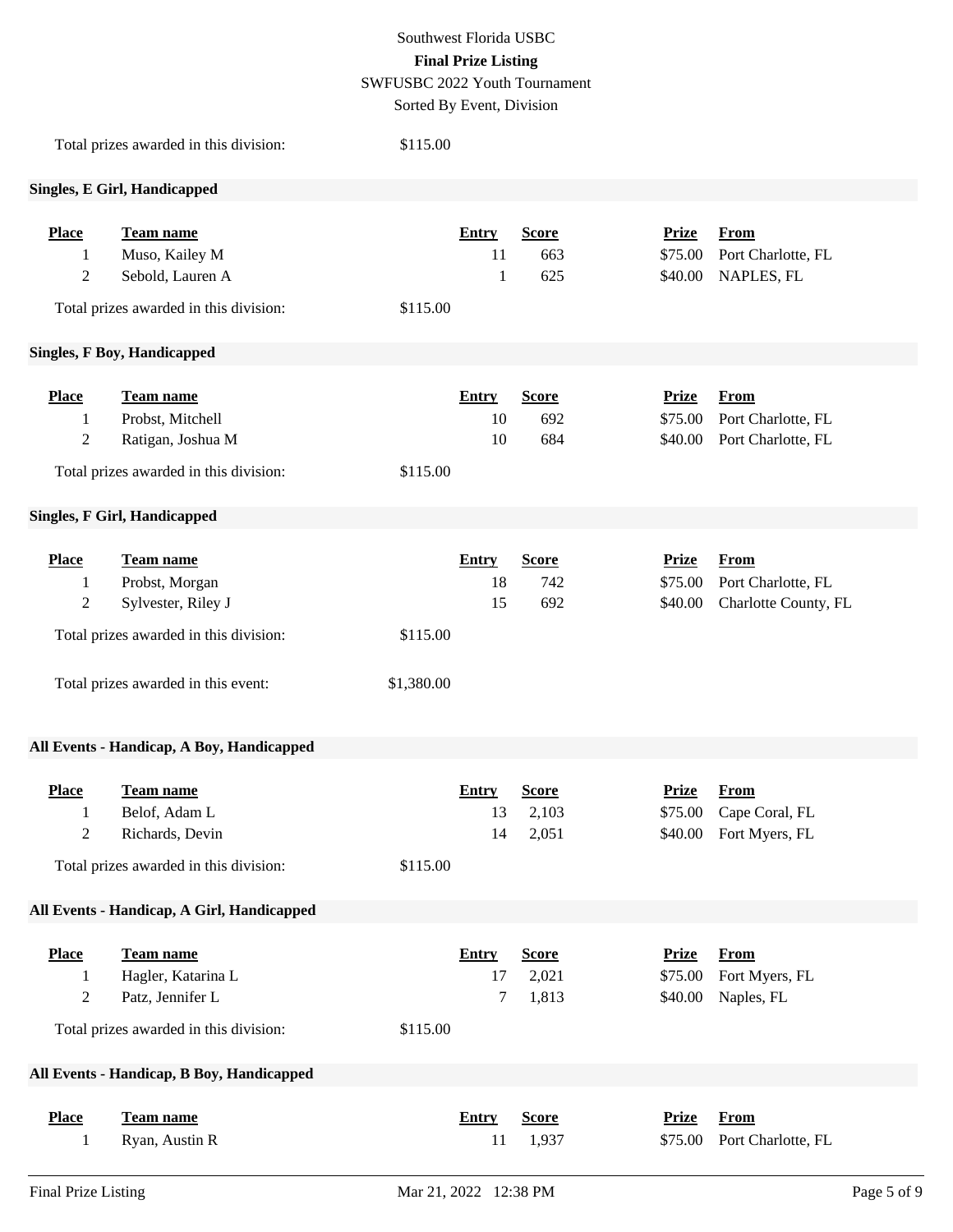Total prizes awarded in this division: $115.00

### Singles, E Girl, Handicapped

| Place | Team name | Entry | Score | Prize | From |
|---|---|---|---|---|---|
| 1 | Muso, Kailey M | 11 | 663 | $75.00 | Port Charlotte, FL |
| 2 | Sebold, Lauren A | 1 | 625 | $40.00 | NAPLES, FL |

Total prizes awarded in this division: $115.00

### Singles, F Boy, Handicapped

| Place | Team name | Entry | Score | Prize | From |
|---|---|---|---|---|---|
| 1 | Probst, Mitchell | 10 | 692 | $75.00 | Port Charlotte, FL |
| 2 | Ratigan, Joshua M | 10 | 684 | $40.00 | Port Charlotte, FL |

Total prizes awarded in this division: $115.00

### Singles, F Girl, Handicapped

| Place | Team name | Entry | Score | Prize | From |
|---|---|---|---|---|---|
| 1 | Probst, Morgan | 18 | 742 | $75.00 | Port Charlotte, FL |
| 2 | Sylvester, Riley J | 15 | 692 | $40.00 | Charlotte County, FL |

Total prizes awarded in this division: $115.00

Total prizes awarded in this event: $1,380.00

### All Events - Handicap, A Boy, Handicapped

| Place | Team name | Entry | Score | Prize | From |
|---|---|---|---|---|---|
| 1 | Belof, Adam L | 13 | 2,103 | $75.00 | Cape Coral, FL |
| 2 | Richards, Devin | 14 | 2,051 | $40.00 | Fort Myers, FL |

Total prizes awarded in this division: $115.00

### All Events - Handicap, A Girl, Handicapped

| Place | Team name | Entry | Score | Prize | From |
|---|---|---|---|---|---|
| 1 | Hagler, Katarina L | 17 | 2,021 | $75.00 | Fort Myers, FL |
| 2 | Patz, Jennifer L | 7 | 1,813 | $40.00 | Naples, FL |

Total prizes awarded in this division: $115.00

### All Events - Handicap, B Boy, Handicapped

| Place | Team name | Entry | Score | Prize | From |
|---|---|---|---|---|---|
| 1 | Ryan, Austin R | 11 | 1,937 | $75.00 | Port Charlotte, FL |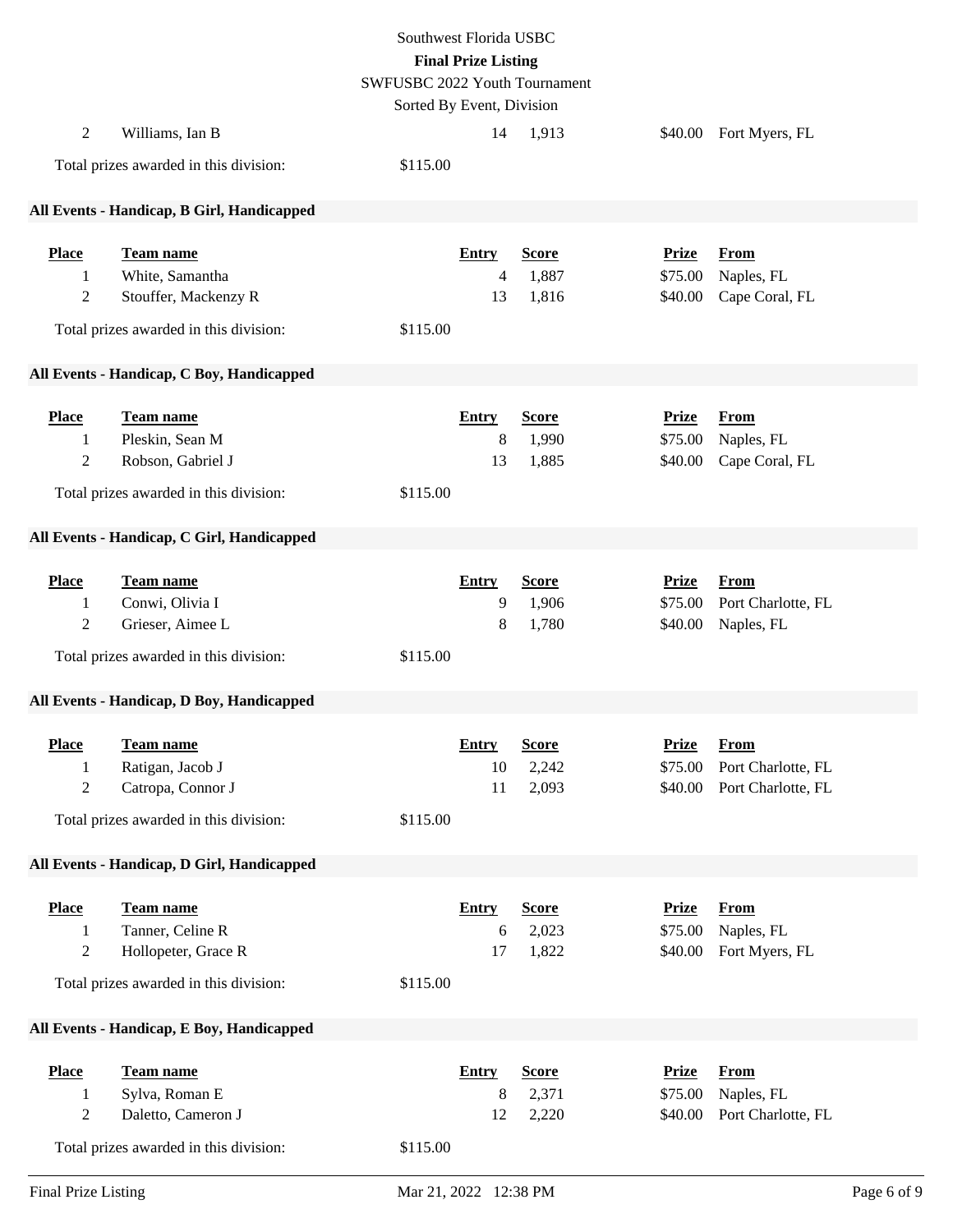| Place | Team name | Entry | Score | Prize | From |
|---|---|---|---|---|---|
| 2 | Williams, Ian B | 14 | 1,913 | $40.00 | Fort Myers, FL |

Total prizes awarded in this division: $115.00

### All Events - Handicap, B Girl, Handicapped

| Place | Team name | Entry | Score | Prize | From |
|---|---|---|---|---|---|
| 1 | White, Samantha | 4 | 1,887 | $75.00 | Naples, FL |
| 2 | Stouffer, Mackenzy R | 13 | 1,816 | $40.00 | Cape Coral, FL |

Total prizes awarded in this division: $115.00

### All Events - Handicap, C Boy, Handicapped

| Place | Team name | Entry | Score | Prize | From |
|---|---|---|---|---|---|
| 1 | Pleskin, Sean M | 8 | 1,990 | $75.00 | Naples, FL |
| 2 | Robson, Gabriel J | 13 | 1,885 | $40.00 | Cape Coral, FL |

Total prizes awarded in this division: $115.00

### All Events - Handicap, C Girl, Handicapped

| Place | Team name | Entry | Score | Prize | From |
|---|---|---|---|---|---|
| 1 | Conwi, Olivia I | 9 | 1,906 | $75.00 | Port Charlotte, FL |
| 2 | Grieser, Aimee L | 8 | 1,780 | $40.00 | Naples, FL |

Total prizes awarded in this division: $115.00

### All Events - Handicap, D Boy, Handicapped

| Place | Team name | Entry | Score | Prize | From |
|---|---|---|---|---|---|
| 1 | Ratigan, Jacob J | 10 | 2,242 | $75.00 | Port Charlotte, FL |
| 2 | Catropa, Connor J | 11 | 2,093 | $40.00 | Port Charlotte, FL |

Total prizes awarded in this division: $115.00

### All Events - Handicap, D Girl, Handicapped

| Place | Team name | Entry | Score | Prize | From |
|---|---|---|---|---|---|
| 1 | Tanner, Celine R | 6 | 2,023 | $75.00 | Naples, FL |
| 2 | Hollopeter, Grace R | 17 | 1,822 | $40.00 | Fort Myers, FL |

Total prizes awarded in this division: $115.00

### All Events - Handicap, E Boy, Handicapped

| Place | Team name | Entry | Score | Prize | From |
|---|---|---|---|---|---|
| 1 | Sylva, Roman E | 8 | 2,371 | $75.00 | Naples, FL |
| 2 | Daletto, Cameron J | 12 | 2,220 | $40.00 | Port Charlotte, FL |

Total prizes awarded in this division: $115.00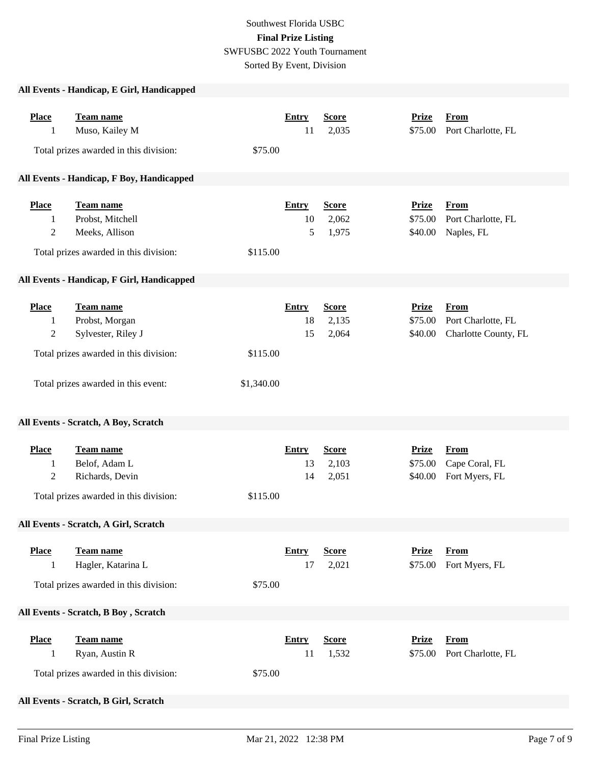Southwest Florida USBC

**Final Prize Listing**

SWFUSBC 2022 Youth Tournament

Sorted By Event, Division

### All Events - Handicap, E Girl, Handicapped

| Place | Team name | Entry | Score | Prize | From |
|---|---|---|---|---|---|
| 1 | Muso, Kailey M | 11 | 2,035 | $75.00 | Port Charlotte, FL |

Total prizes awarded in this division: $75.00

### All Events - Handicap, F Boy, Handicapped

| Place | Team name | Entry | Score | Prize | From |
|---|---|---|---|---|---|
| 1 | Probst, Mitchell | 10 | 2,062 | $75.00 | Port Charlotte, FL |
| 2 | Meeks, Allison | 5 | 1,975 | $40.00 | Naples, FL |

Total prizes awarded in this division: $115.00

### All Events - Handicap, F Girl, Handicapped

| Place | Team name | Entry | Score | Prize | From |
|---|---|---|---|---|---|
| 1 | Probst, Morgan | 18 | 2,135 | $75.00 | Port Charlotte, FL |
| 2 | Sylvester, Riley J | 15 | 2,064 | $40.00 | Charlotte County, FL |

Total prizes awarded in this division: $115.00

Total prizes awarded in this event: $1,340.00

### All Events - Scratch, A Boy, Scratch

| Place | Team name | Entry | Score | Prize | From |
|---|---|---|---|---|---|
| 1 | Belof, Adam L | 13 | 2,103 | $75.00 | Cape Coral, FL |
| 2 | Richards, Devin | 14 | 2,051 | $40.00 | Fort Myers, FL |

Total prizes awarded in this division: $115.00

### All Events - Scratch, A Girl, Scratch

| Place | Team name | Entry | Score | Prize | From |
|---|---|---|---|---|---|
| 1 | Hagler, Katarina L | 17 | 2,021 | $75.00 | Fort Myers, FL |

Total prizes awarded in this division: $75.00

### All Events - Scratch, B Boy , Scratch

| Place | Team name | Entry | Score | Prize | From |
|---|---|---|---|---|---|
| 1 | Ryan, Austin R | 11 | 1,532 | $75.00 | Port Charlotte, FL |

Total prizes awarded in this division: $75.00

### All Events - Scratch, B Girl, Scratch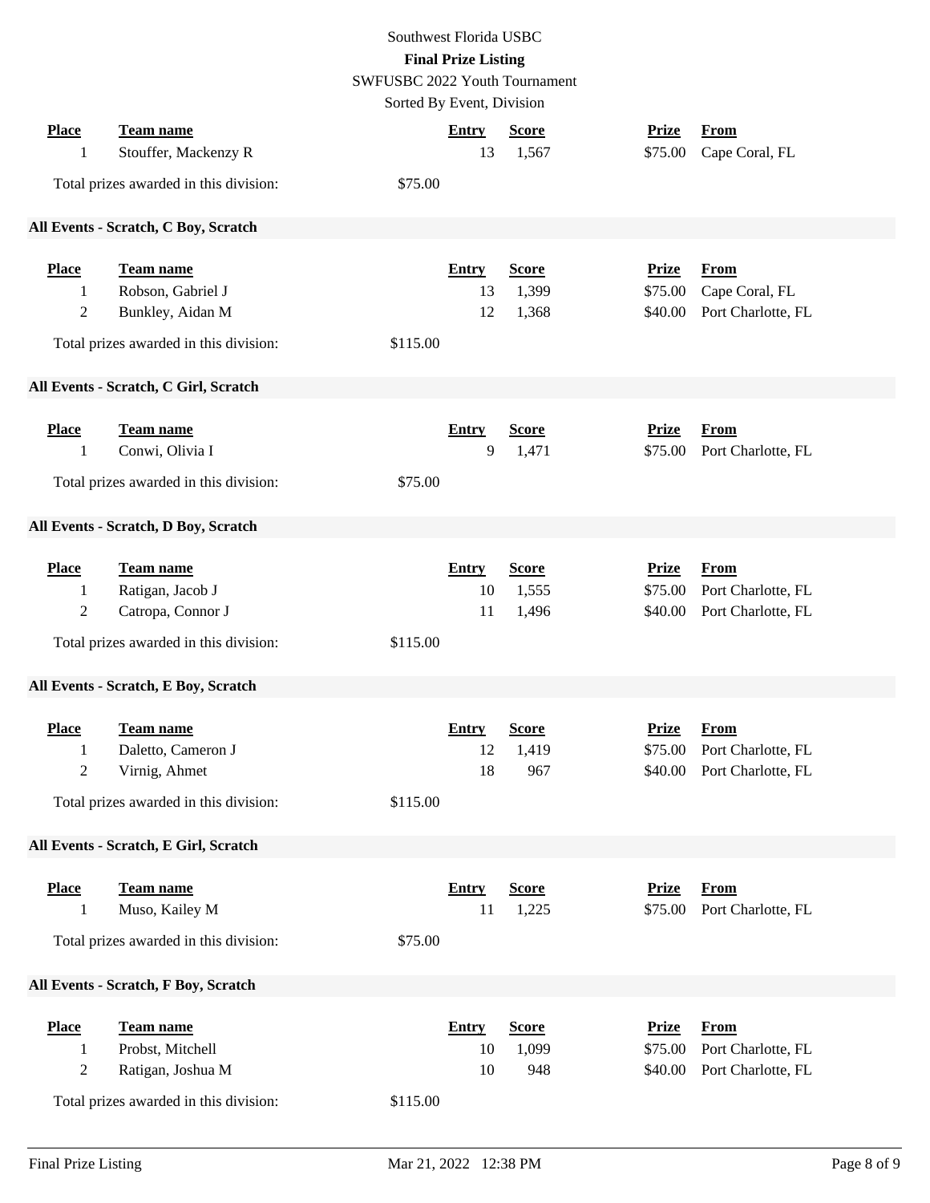Southwest Florida USBC

**Final Prize Listing**

SWFUSBC 2022 Youth Tournament

Sorted By Event, Division

| Place | Team name | Entry | Score | Prize | From |
|---|---|---|---|---|---|
| 1 | Stouffer, Mackenzy R | 13 | 1,567 | $75.00 | Cape Coral, FL |

Total prizes awarded in this division: $75.00

**All Events - Scratch, C Boy, Scratch**

| Place | Team name | Entry | Score | Prize | From |
|---|---|---|---|---|---|
| 1 | Robson, Gabriel J | 13 | 1,399 | $75.00 | Cape Coral, FL |
| 2 | Bunkley, Aidan M | 12 | 1,368 | $40.00 | Port Charlotte, FL |

Total prizes awarded in this division: $115.00

**All Events - Scratch, C Girl, Scratch**

| Place | Team name | Entry | Score | Prize | From |
|---|---|---|---|---|---|
| 1 | Conwi, Olivia I | 9 | 1,471 | $75.00 | Port Charlotte, FL |

Total prizes awarded in this division: $75.00

**All Events - Scratch, D Boy, Scratch**

| Place | Team name | Entry | Score | Prize | From |
|---|---|---|---|---|---|
| 1 | Ratigan, Jacob J | 10 | 1,555 | $75.00 | Port Charlotte, FL |
| 2 | Catropa, Connor J | 11 | 1,496 | $40.00 | Port Charlotte, FL |

Total prizes awarded in this division: $115.00

**All Events - Scratch, E Boy, Scratch**

| Place | Team name | Entry | Score | Prize | From |
|---|---|---|---|---|---|
| 1 | Daletto, Cameron J | 12 | 1,419 | $75.00 | Port Charlotte, FL |
| 2 | Virnig, Ahmet | 18 | 967 | $40.00 | Port Charlotte, FL |

Total prizes awarded in this division: $115.00

**All Events - Scratch, E Girl, Scratch**

| Place | Team name | Entry | Score | Prize | From |
|---|---|---|---|---|---|
| 1 | Muso, Kailey M | 11 | 1,225 | $75.00 | Port Charlotte, FL |

Total prizes awarded in this division: $75.00

**All Events - Scratch, F Boy, Scratch**

| Place | Team name | Entry | Score | Prize | From |
|---|---|---|---|---|---|
| 1 | Probst, Mitchell | 10 | 1,099 | $75.00 | Port Charlotte, FL |
| 2 | Ratigan, Joshua M | 10 | 948 | $40.00 | Port Charlotte, FL |

Total prizes awarded in this division: $115.00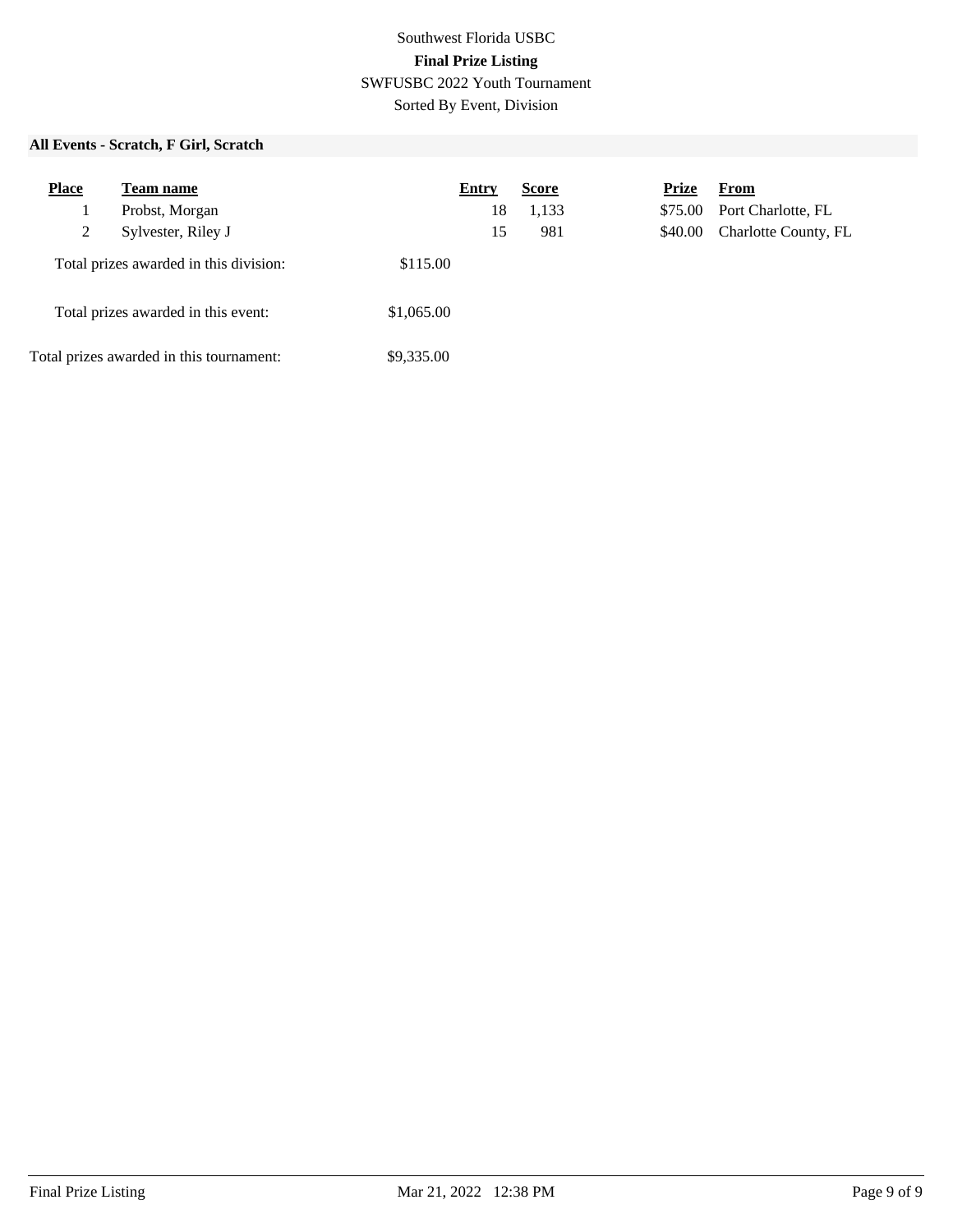Southwest Florida USBC

**Final Prize Listing**

SWFUSBC 2022 Youth Tournament

Sorted By Event, Division

### All Events - Scratch, F Girl, Scratch

| Place | Team name | Entry | Score | Prize | From |
|---|---|---|---|---|---|
| 1 | Probst, Morgan | 18 | 1,133 | $75.00 | Port Charlotte, FL |
| 2 | Sylvester, Riley J | 15 | 981 | $40.00 | Charlotte County, FL |

Total prizes awarded in this division: $115.00

Total prizes awarded in this event: $1,065.00

Total prizes awarded in this tournament: $9,335.00